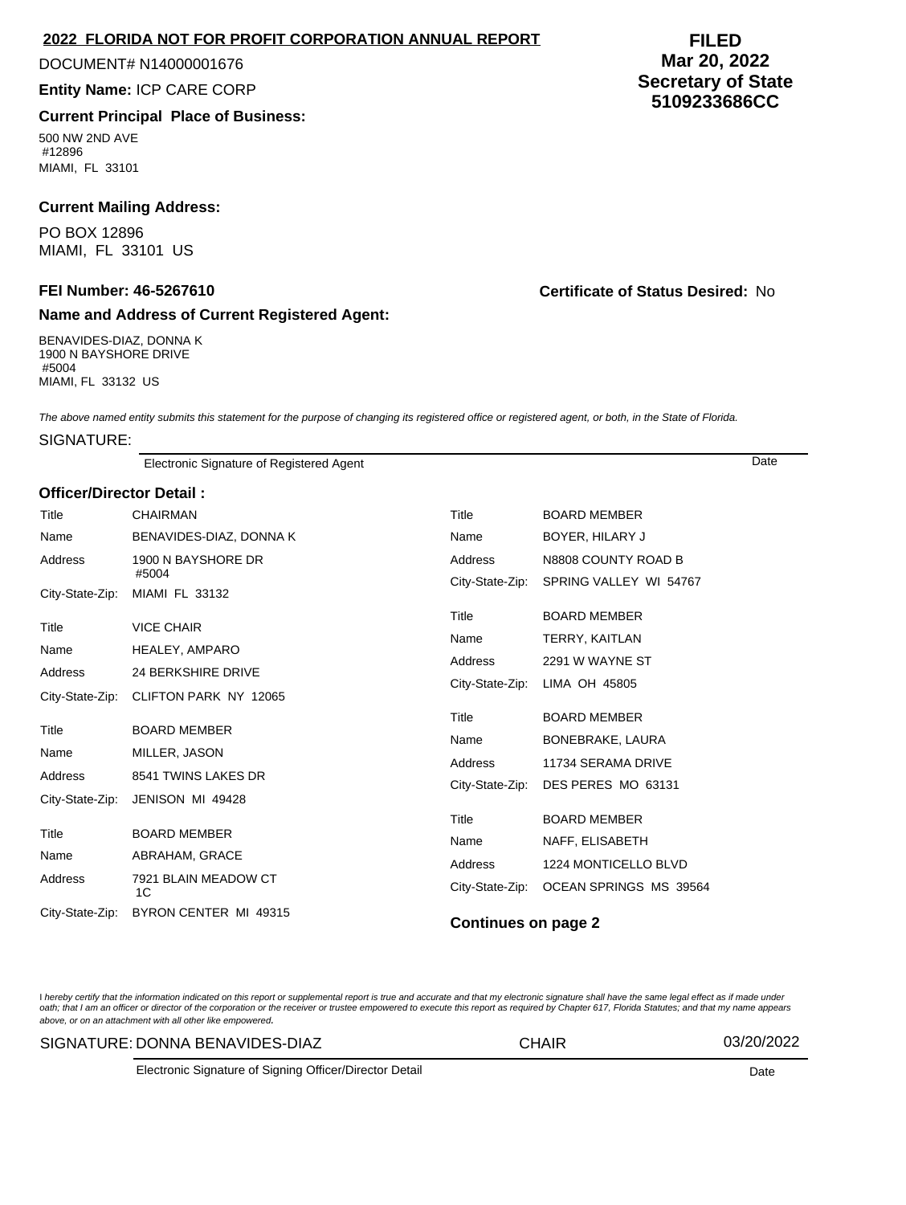## 2022 FLORIDA NOT FOR PROFIT CORPORATION ANNUAL REPORT

DOCUMENT# N14000001676

**Entity Name:** ICP CARE CORP

**FILED**
**Mar 20, 2022**
**Secretary of State**
**5109233686CC**

### Current Principal Place of Business:

500 NW 2ND AVE
#12896
MIAMI, FL 33101

### Current Mailing Address:

PO BOX 12896
MIAMI, FL 33101 US

**FEI Number: 46-5267610**

**Certificate of Status Desired:** No

### Name and Address of Current Registered Agent:

BENAVIDES-DIAZ, DONNA K
1900 N BAYSHORE DRIVE
#5004
MIAMI, FL 33132 US

*The above named entity submits this statement for the purpose of changing its registered office or registered agent, or both, in the State of Florida.*

SIGNATURE:

Electronic Signature of Registered Agent — Date

### Officer/Director Detail :

| Title | CHAIRMAN |
|---|---|
| Name | BENAVIDES-DIAZ, DONNA K |
| Address | 1900 N BAYSHORE DR #5004 |
| City-State-Zip: | MIAMI FL 33132 |

| Title | VICE CHAIR |
|---|---|
| Name | HEALEY, AMPARO |
| Address | 24 BERKSHIRE DRIVE |
| City-State-Zip: | CLIFTON PARK NY 12065 |

| Title | BOARD MEMBER |
|---|---|
| Name | MILLER, JASON |
| Address | 8541 TWINS LAKES DR |
| City-State-Zip: | JENISON MI 49428 |

| Title | BOARD MEMBER |
|---|---|
| Name | ABRAHAM, GRACE |
| Address | 7921 BLAIN MEADOW CT 1C |
| City-State-Zip: | BYRON CENTER MI 49315 |

| Title | BOARD MEMBER |
|---|---|
| Name | BOYER, HILARY J |
| Address | N8808 COUNTY ROAD B |
| City-State-Zip: | SPRING VALLEY WI 54767 |

| Title | BOARD MEMBER |
|---|---|
| Name | TERRY, KAITLAN |
| Address | 2291 W WAYNE ST |
| City-State-Zip: | LIMA OH 45805 |

| Title | BOARD MEMBER |
|---|---|
| Name | BONEBRAKE, LAURA |
| Address | 11734 SERAMA DRIVE |
| City-State-Zip: | DES PERES MO 63131 |

| Title | BOARD MEMBER |
|---|---|
| Name | NAFF, ELISABETH |
| Address | 1224 MONTICELLO BLVD |
| City-State-Zip: | OCEAN SPRINGS MS 39564 |

**Continues on page 2**

*I hereby certify that the information indicated on this report or supplemental report is true and accurate and that my electronic signature shall have the same legal effect as if made under oath; that I am an officer or director of the corporation or the receiver or trustee empowered to execute this report as required by Chapter 617, Florida Statutes; and that my name appears above, or on an attachment with all other like empowered.*

SIGNATURE: DONNA BENAVIDES-DIAZ — CHAIR — 03/20/2022

Electronic Signature of Signing Officer/Director Detail — Date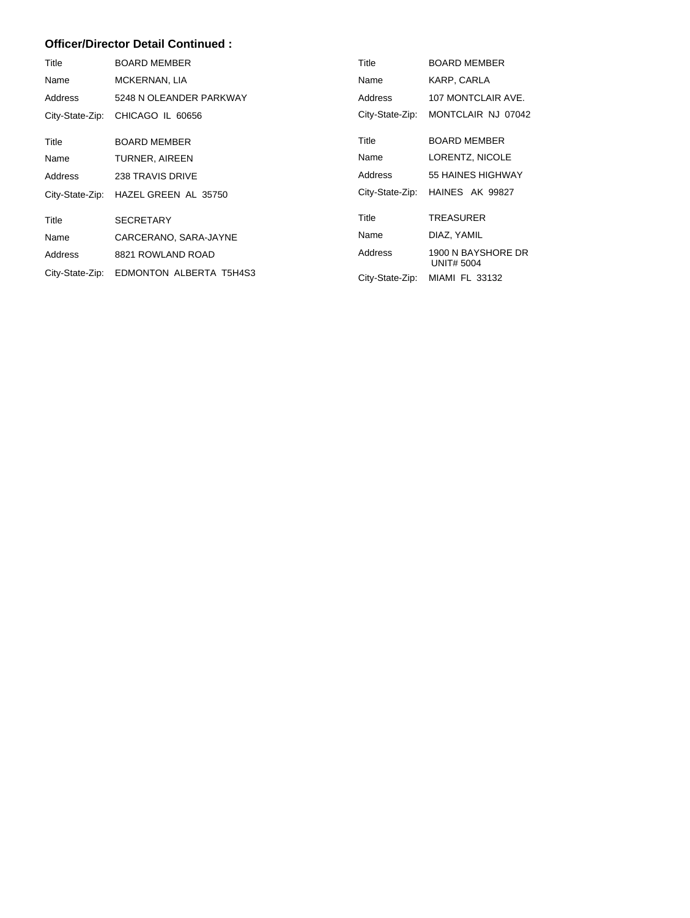## Officer/Director Detail Continued :

| | |
|---|---|
| Title | BOARD MEMBER |
| Name | MCKERNAN, LIA |
| Address | 5248 N OLEANDER PARKWAY |
| City-State-Zip: | CHICAGO IL 60656 |

| | |
|---|---|
| Title | BOARD MEMBER |
| Name | TURNER, AIREEN |
| Address | 238 TRAVIS DRIVE |
| City-State-Zip: | HAZEL GREEN AL 35750 |

| | |
|---|---|
| Title | SECRETARY |
| Name | CARCERANO, SARA-JAYNE |
| Address | 8821 ROWLAND ROAD |
| City-State-Zip: | EDMONTON ALBERTA T5H4S3 |

| | |
|---|---|
| Title | BOARD MEMBER |
| Name | KARP, CARLA |
| Address | 107 MONTCLAIR AVE. |
| City-State-Zip: | MONTCLAIR NJ 07042 |

| | |
|---|---|
| Title | BOARD MEMBER |
| Name | LORENTZ, NICOLE |
| Address | 55 HAINES HIGHWAY |
| City-State-Zip: | HAINES AK 99827 |

| | |
|---|---|
| Title | TREASURER |
| Name | DIAZ, YAMIL |
| Address | 1900 N BAYSHORE DR UNIT# 5004 |
| City-State-Zip: | MIAMI FL 33132 |